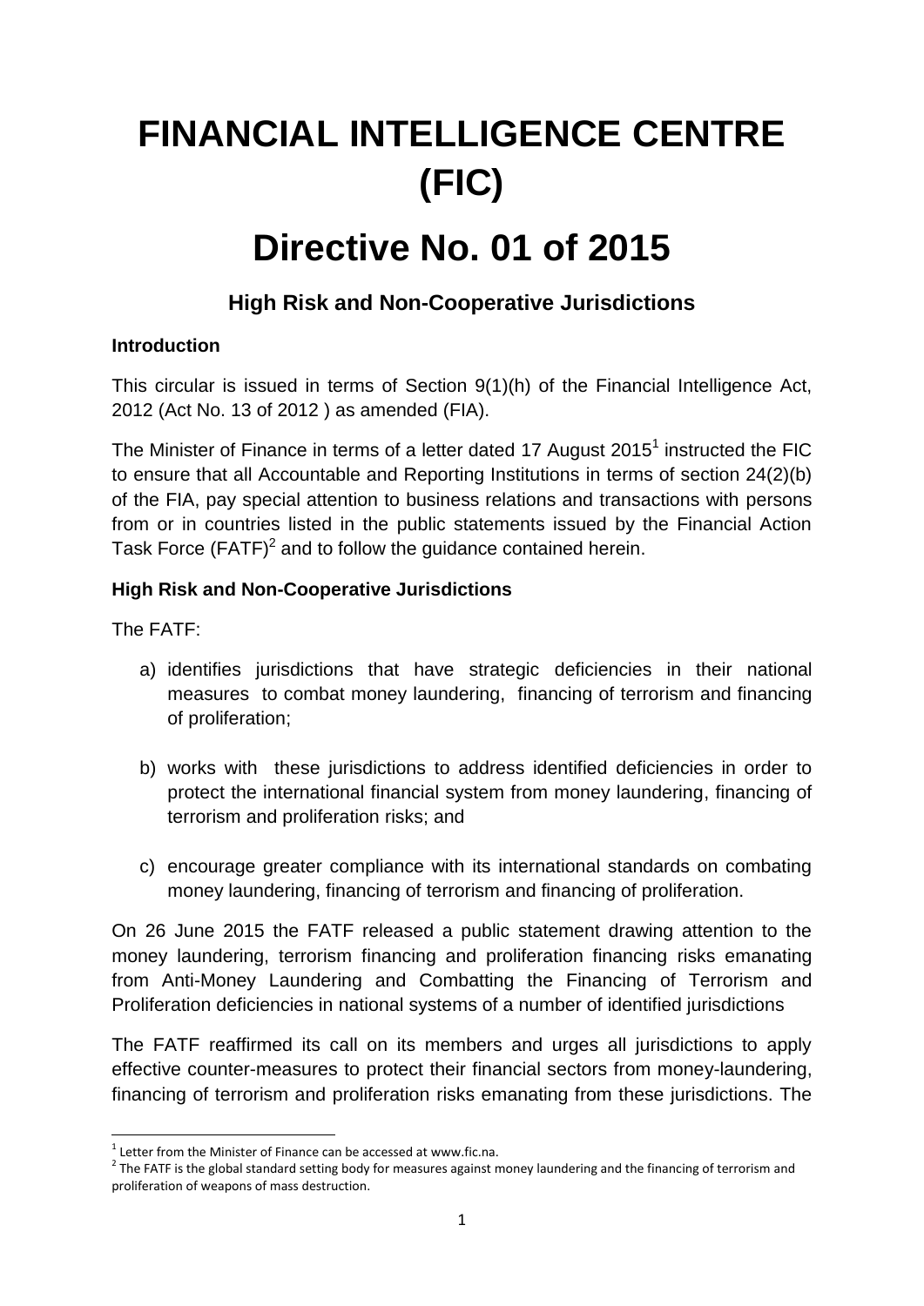# FINANCIAL INTELLIGENCE CENTRE (FIC)

# Directive No. 01 of 2015

### High Risk and Non-Cooperative Jurisdictions

**Introduction**

This circular is issued in terms of Section 9(1)(h) of the Financial Intelligence Act, 2012 (Act No. 13 of 2012 ) as amended (FIA).

The Minister of Finance in terms of a letter dated 17 August 2015[1] instructed the FIC to ensure that all Accountable and Reporting Institutions in terms of section 24(2)(b) of the FIA, pay special attention to business relations and transactions with persons from or in countries listed in the public statements issued by the Financial Action Task Force (FATF)[2] and to follow the guidance contained herein.

**High Risk and Non-Cooperative Jurisdictions**

The FATF:

a) identifies jurisdictions that have strategic deficiencies in their national measures to combat money laundering, financing of terrorism and financing of proliferation;

b) works with these jurisdictions to address identified deficiencies in order to protect the international financial system from money laundering, financing of terrorism and proliferation risks; and

c) encourage greater compliance with its international standards on combating money laundering, financing of terrorism and financing of proliferation.

On 26 June 2015 the FATF released a public statement drawing attention to the money laundering, terrorism financing and proliferation financing risks emanating from Anti-Money Laundering and Combatting the Financing of Terrorism and Proliferation deficiencies in national systems of a number of identified jurisdictions

The FATF reaffirmed its call on its members and urges all jurisdictions to apply effective counter-measures to protect their financial sectors from money-laundering, financing of terrorism and proliferation risks emanating from these jurisdictions. The

[1] Letter from the Minister of Finance can be accessed at www.fic.na.

[2] The FATF is the global standard setting body for measures against money laundering and the financing of terrorism and proliferation of weapons of mass destruction.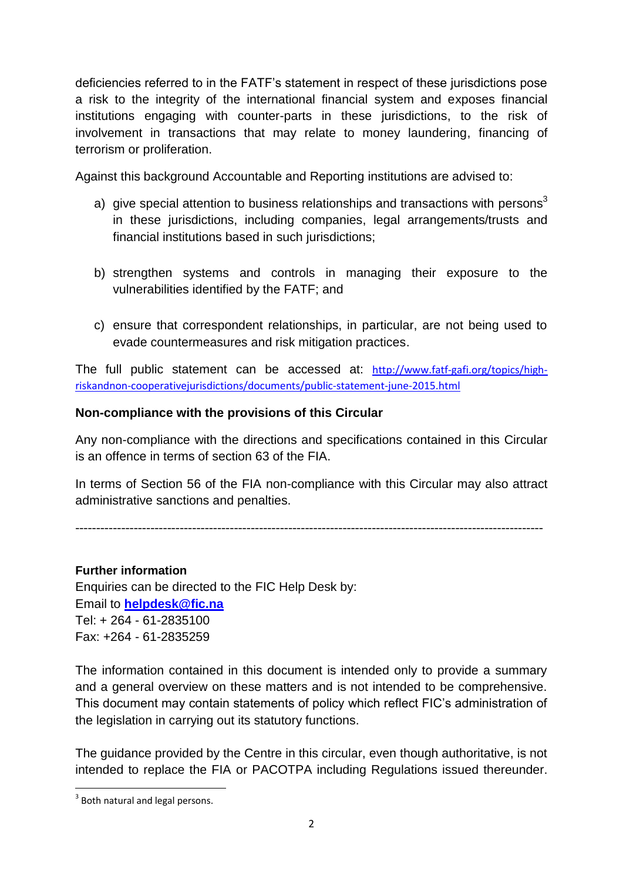deficiencies referred to in the FATF's statement in respect of these jurisdictions pose a risk to the integrity of the international financial system and exposes financial institutions engaging with counter-parts in these jurisdictions, to the risk of involvement in transactions that may relate to money laundering, financing of terrorism or proliferation.

Against this background Accountable and Reporting institutions are advised to:

a) give special attention to business relationships and transactions with persons[3] in these jurisdictions, including companies, legal arrangements/trusts and financial institutions based in such jurisdictions;

b) strengthen systems and controls in managing their exposure to the vulnerabilities identified by the FATF; and

c) ensure that correspondent relationships, in particular, are not being used to evade countermeasures and risk mitigation practices.

The full public statement can be accessed at: http://www.fatf-gafi.org/topics/high-riskandnon-cooperativejurisdictions/documents/public-statement-june-2015.html

**Non-compliance with the provisions of this Circular**

Any non-compliance with the directions and specifications contained in this Circular is an offence in terms of section 63 of the FIA.

In terms of Section 56 of the FIA non-compliance with this Circular may also attract administrative sanctions and penalties.

---

**Further information**
Enquiries can be directed to the FIC Help Desk by:
Email to **helpdesk@fic.na**
Tel: + 264 - 61-2835100
Fax: +264 - 61-2835259

The information contained in this document is intended only to provide a summary and a general overview on these matters and is not intended to be comprehensive. This document may contain statements of policy which reflect FIC's administration of the legislation in carrying out its statutory functions.

The guidance provided by the Centre in this circular, even though authoritative, is not intended to replace the FIA or PACOTPA including Regulations issued thereunder.

[3] Both natural and legal persons.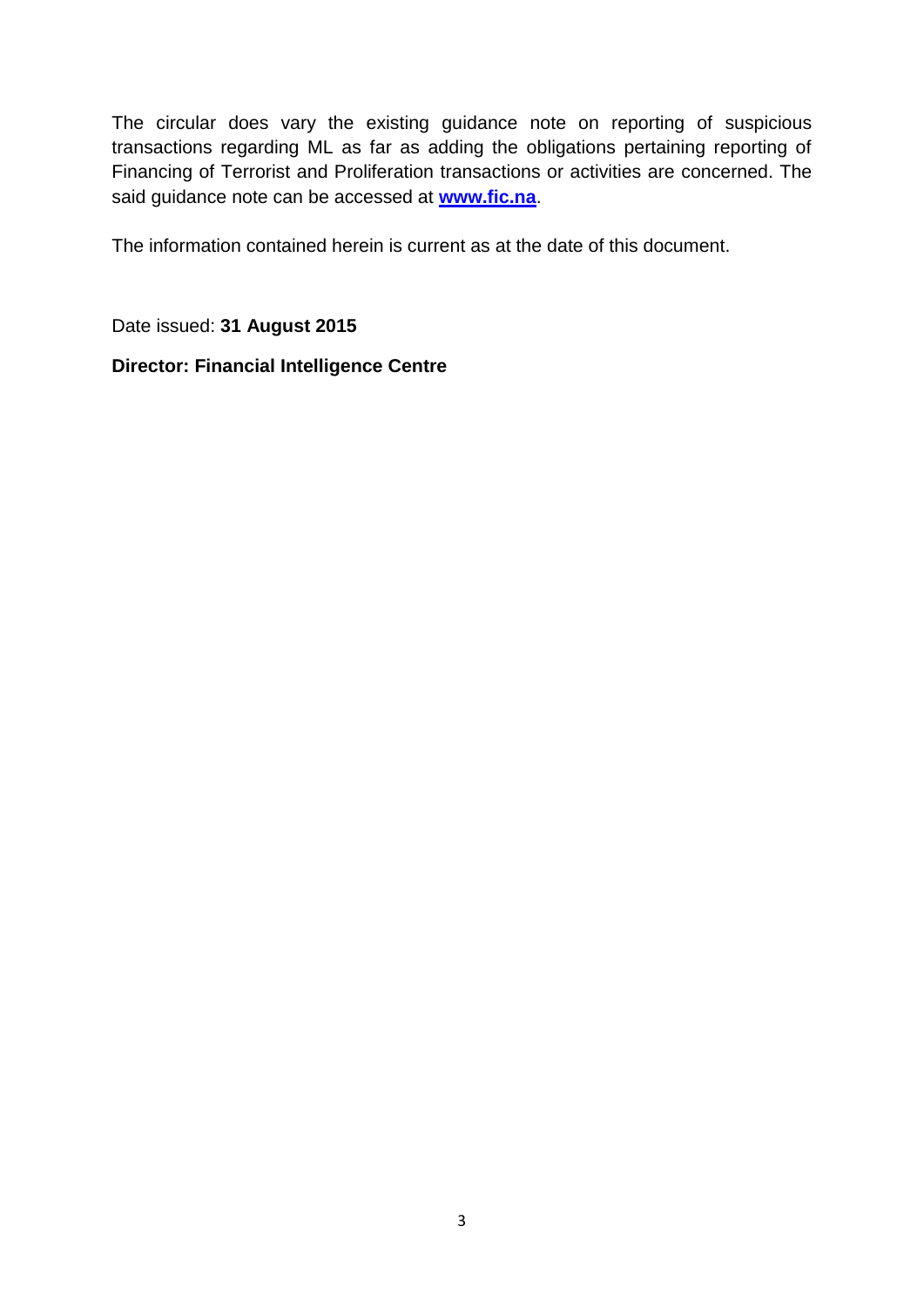The circular does vary the existing guidance note on reporting of suspicious transactions regarding ML as far as adding the obligations pertaining reporting of Financing of Terrorist and Proliferation transactions or activities are concerned. The said guidance note can be accessed at **www.fic.na**.

The information contained herein is current as at the date of this document.

Date issued: **31 August 2015**

**Director: Financial Intelligence Centre**